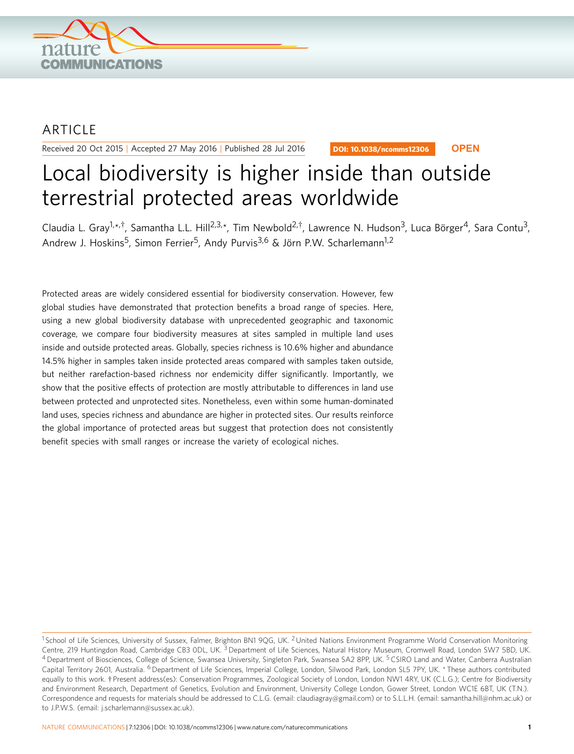ARTICLE

Received 20 Oct 2015 | Accepted 27 May 2016 | Published 28 Jul 2016

DOI: 10.1038/ncomms12306 **OPEN**

# Local biodiversity is higher inside than outside terrestrial protected areas worldwide

Claudia L. Gray[1,*,†], Samantha L.L. Hill[2,3,*], Tim Newbold[2,†], Lawrence N. Hudson[3], Luca Börger[4], Sara Contu[3], Andrew J. Hoskins[5], Simon Ferrier[5], Andy Purvis[3,6] & Jörn P.W. Scharlemann[1,2]

Protected areas are widely considered essential for biodiversity conservation. However, few global studies have demonstrated that protection benefits a broad range of species. Here, using a new global biodiversity database with unprecedented geographic and taxonomic coverage, we compare four biodiversity measures at sites sampled in multiple land uses inside and outside protected areas. Globally, species richness is 10.6% higher and abundance 14.5% higher in samples taken inside protected areas compared with samples taken outside, but neither rarefaction-based richness nor endemicity differ significantly. Importantly, we show that the positive effects of protection are mostly attributable to differences in land use between protected and unprotected sites. Nonetheless, even within some human-dominated land uses, species richness and abundance are higher in protected sites. Our results reinforce the global importance of protected areas but suggest that protection does not consistently benefit species with small ranges or increase the variety of ecological niches.

[1] School of Life Sciences, University of Sussex, Falmer, Brighton BN1 9QG, UK. [2] United Nations Environment Programme World Conservation Monitoring Centre, 219 Huntingdon Road, Cambridge CB3 0DL, UK. [3] Department of Life Sciences, Natural History Museum, Cromwell Road, London SW7 5BD, UK. [4] Department of Biosciences, College of Science, Swansea University, Singleton Park, Swansea SA2 8PP, UK. [5] CSIRO Land and Water, Canberra Australian Capital Territory 2601, Australia. [6] Department of Life Sciences, Imperial College, London, Silwood Park, London SL5 7PY, UK. * These authors contributed equally to this work. † Present address(es): Conservation Programmes, Zoological Society of London, London NW1 4RY, UK (C.L.G.); Centre for Biodiversity and Environment Research, Department of Genetics, Evolution and Environment, University College London, Gower Street, London WC1E 6BT, UK (T.N.). Correspondence and requests for materials should be addressed to C.L.G. (email: claudiagray@gmail.com) or to S.L.L.H. (email: samantha.hill@nhm.ac.uk) or to J.P.W.S. (email: j.scharlemann@sussex.ac.uk).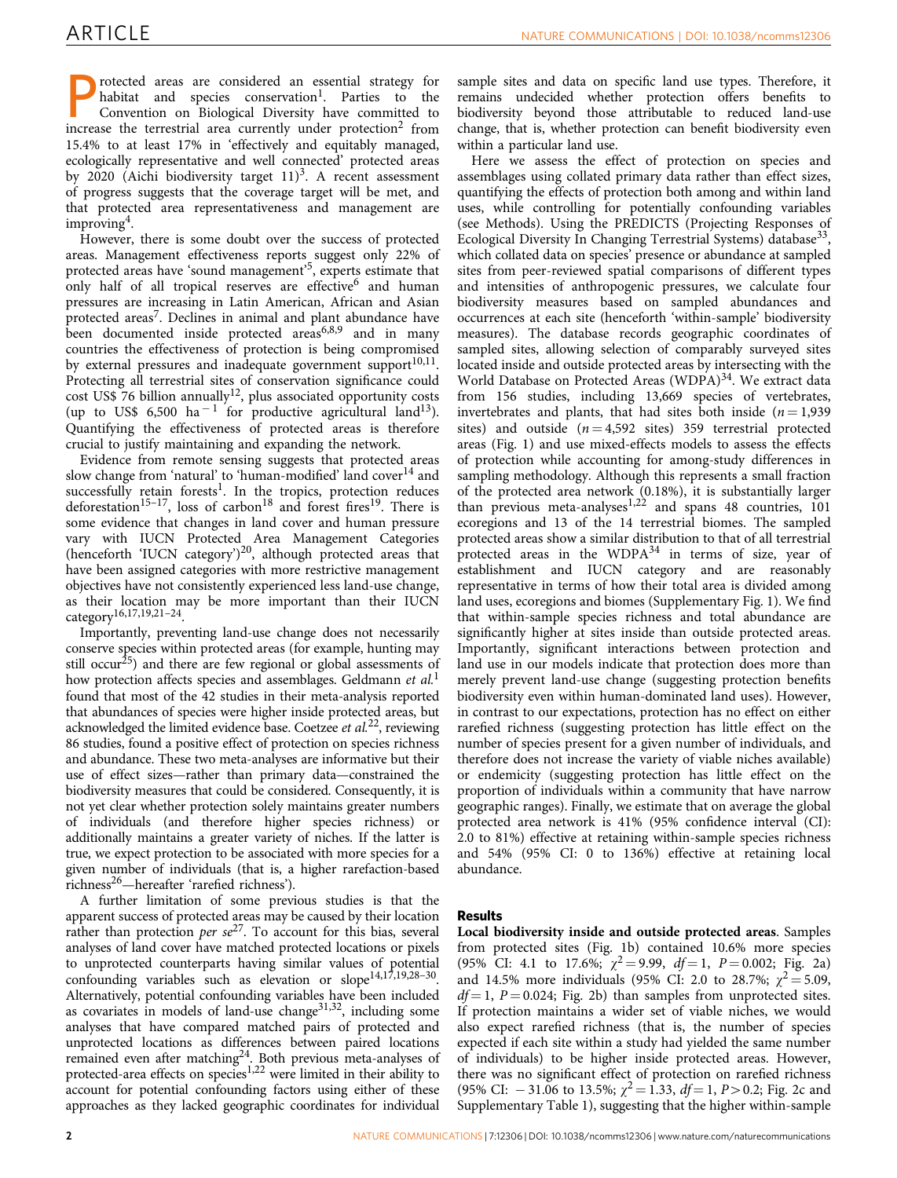Protected areas are considered an essential strategy for habitat and species conservation[1]. Parties to the Convention on Biological Diversity have committed to increase the terrestrial area currently under protection[2] from 15.4% to at least 17% in 'effectively and equitably managed, ecologically representative and well connected' protected areas by 2020 (Aichi biodiversity target 11)[3]. A recent assessment of progress suggests that the coverage target will be met, and that protected area representativeness and management are improving[4].

However, there is some doubt over the success of protected areas. Management effectiveness reports suggest only 22% of protected areas have 'sound management'[5], experts estimate that only half of all tropical reserves are effective[6] and human pressures are increasing in Latin American, African and Asian protected areas[7]. Declines in animal and plant abundance have been documented inside protected areas[6,8,9] and in many countries the effectiveness of protection is being compromised by external pressures and inadequate government support[10,11]. Protecting all terrestrial sites of conservation significance could cost US$ 76 billion annually[12], plus associated opportunity costs (up to US$ 6,500 $ha^{-1}$ for productive agricultural land[13]). Quantifying the effectiveness of protected areas is therefore crucial to justify maintaining and expanding the network.

Evidence from remote sensing suggests that protected areas slow change from 'natural' to 'human-modified' land cover[14] and successfully retain forests[1]. In the tropics, protection reduces deforestation[15–17], loss of carbon[18] and forest fires[19]. There is some evidence that changes in land cover and human pressure vary with IUCN Protected Area Management Categories (henceforth 'IUCN category')[20], although protected areas that have been assigned categories with more restrictive management objectives have not consistently experienced less land-use change, as their location may be more important than their IUCN category[16,17,19,21–24].

Importantly, preventing land-use change does not necessarily conserve species within protected areas (for example, hunting may still occur[25]) and there are few regional or global assessments of how protection affects species and assemblages. Geldmann *et al.*[1] found that most of the 42 studies in their meta-analysis reported that abundances of species were higher inside protected areas, but acknowledged the limited evidence base. Coetzee *et al.*[22], reviewing 86 studies, found a positive effect of protection on species richness and abundance. These two meta-analyses are informative but their use of effect sizes—rather than primary data—constrained the biodiversity measures that could be considered. Consequently, it is not yet clear whether protection solely maintains greater numbers of individuals (and therefore higher species richness) or additionally maintains a greater variety of niches. If the latter is true, we expect protection to be associated with more species for a given number of individuals (that is, a higher rarefaction-based richness[26]—hereafter 'rarefied richness').

A further limitation of some previous studies is that the apparent success of protected areas may be caused by their location rather than protection *per se*[27]. To account for this bias, several analyses of land cover have matched protected locations or pixels to unprotected counterparts having similar values of potential confounding variables such as elevation or slope[14,17,19,28–30]. Alternatively, potential confounding variables have been included as covariates in models of land-use change[31,32], including some analyses that have compared matched pairs of protected and unprotected locations as differences between paired locations remained even after matching[24]. Both previous meta-analyses of protected-area effects on species[1,22] were limited in their ability to account for potential confounding factors using either of these approaches as they lacked geographic coordinates for individual sample sites and data on specific land use types. Therefore, it remains undecided whether protection offers benefits to biodiversity beyond those attributable to reduced land-use change, that is, whether protection can benefit biodiversity even within a particular land use.

Here we assess the effect of protection on species and assemblages using collated primary data rather than effect sizes, quantifying the effects of protection both among and within land uses, while controlling for potentially confounding variables (see Methods). Using the PREDICTS (Projecting Responses of Ecological Diversity In Changing Terrestrial Systems) database[33], which collated data on species' presence or abundance at sampled sites from peer-reviewed spatial comparisons of different types and intensities of anthropogenic pressures, we calculate four biodiversity measures based on sampled abundances and occurrences at each site (henceforth 'within-sample' biodiversity measures). The database records geographic coordinates of sampled sites, allowing selection of comparably surveyed sites located inside and outside protected areas by intersecting with the World Database on Protected Areas (WDPA)[34]. We extract data from 156 studies, including 13,669 species of vertebrates, invertebrates and plants, that had sites both inside ($n = 1,939$ sites) and outside ($n = 4,592$ sites) 359 terrestrial protected areas (Fig. 1) and use mixed-effects models to assess the effects of protection while accounting for among-study differences in sampling methodology. Although this represents a small fraction of the protected area network (0.18%), it is substantially larger than previous meta-analyses[1,22] and spans 48 countries, 101 ecoregions and 13 of the 14 terrestrial biomes. The sampled protected areas show a similar distribution to that of all terrestrial protected areas in the WDPA[34] in terms of size, year of establishment and IUCN category and are reasonably representative in terms of how their total area is divided among land uses, ecoregions and biomes (Supplementary Fig. 1). We find that within-sample species richness and total abundance are significantly higher at sites inside than outside protected areas. Importantly, significant interactions between protection and land use in our models indicate that protection does more than merely prevent land-use change (suggesting protection benefits biodiversity even within human-dominated land uses). However, in contrast to our expectations, protection has no effect on either rarefied richness (suggesting protection has little effect on the number of species present for a given number of individuals, and therefore does not increase the variety of viable niches available) or endemicity (suggesting protection has little effect on the proportion of individuals within a community that have narrow geographic ranges). Finally, we estimate that on average the global protected area network is 41% (95% confidence interval (CI): 2.0 to 81%) effective at retaining within-sample species richness and 54% (95% CI: 0 to 136%) effective at retaining local abundance.

## Results

**Local biodiversity inside and outside protected areas**. Samples from protected sites (Fig. 1b) contained 10.6% more species (95% CI: 4.1 to 17.6%; $\chi^2 = 9.99$, $df = 1$, $P = 0.002$; Fig. 2a) and 14.5% more individuals (95% CI: 2.0 to 28.7%; $\chi^2 = 5.09$, $df = 1$, $P = 0.024$; Fig. 2b) than samples from unprotected sites. If protection maintains a wider set of viable niches, we would also expect rarefied richness (that is, the number of species expected if each site within a study had yielded the same number of individuals) to be higher inside protected areas. However, there was no significant effect of protection on rarefied richness (95% CI: $-31.06$ to 13.5%; $\chi^2 = 1.33$, $df = 1$, $P > 0.2$; Fig. 2c and Supplementary Table 1), suggesting that the higher within-sample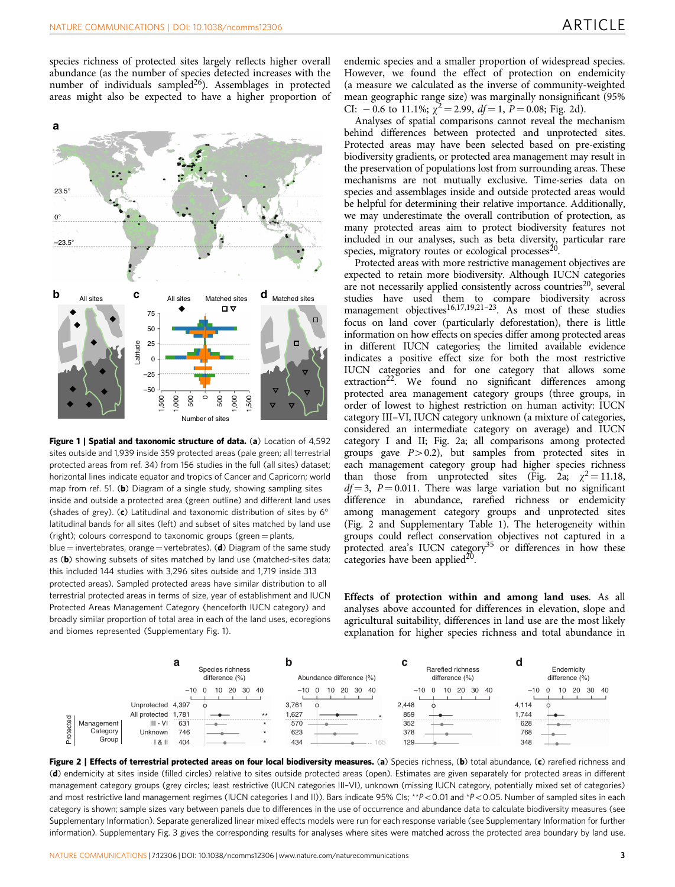species richness of protected sites largely reflects higher overall abundance (as the number of species detected increases with the number of individuals sampled[26]). Assemblages in protected areas might also be expected to have a higher proportion of endemic species and a smaller proportion of widespread species. However, we found the effect of protection on endemicity (a measure we calculated as the inverse of community-weighted mean geographic range size) was marginally nonsignificant (95% CI: −0.6 to 11.1%; $\chi^2 = 2.99$, $df = 1$, $P = 0.08$; Fig. 2d).

**Figure 1 | Spatial and taxonomic structure of data.** (**a**) Location of 4,592 sites outside and 1,939 inside 359 protected areas (pale green; all terrestrial protected areas from ref. 34) from 156 studies in the full (all sites) dataset; horizontal lines indicate equator and tropics of Cancer and Capricorn; world map from ref. 51. (**b**) Diagram of a single study, showing sampling sites inside and outside a protected area (green outline) and different land uses (shades of grey). (**c**) Latitudinal and taxonomic distribution of sites by 6° latitudinal bands for all sites (left) and subset of sites matched by land use (right); colours correspond to taxonomic groups (green = plants, blue = invertebrates, orange = vertebrates). (**d**) Diagram of the same study as (**b**) showing subsets of sites matched by land use (matched-sites data; this included 144 studies with 3,296 sites outside and 1,719 inside 313 protected areas). Sampled protected areas have similar distribution to all terrestrial protected areas in terms of size, year of establishment and IUCN Protected Areas Management Category (henceforth IUCN category) and broadly similar proportion of total area in each of the land uses, ecoregions and biomes represented (Supplementary Fig. 1).

Analyses of spatial comparisons cannot reveal the mechanism behind differences between protected and unprotected sites. Protected areas may have been selected based on pre-existing biodiversity gradients, or protected area management may result in the preservation of populations lost from surrounding areas. These mechanisms are not mutually exclusive. Time-series data on species and assemblages inside and outside protected areas would be helpful for determining their relative importance. Additionally, we may underestimate the overall contribution of protection, as many protected areas aim to protect biodiversity features not included in our analyses, such as beta diversity, particular rare species, migratory routes or ecological processes[20].

Protected areas with more restrictive management objectives are expected to retain more biodiversity. Although IUCN categories are not necessarily applied consistently across countries[20], several studies have used them to compare biodiversity across management objectives[16,17,19,21–23]. As most of these studies focus on land cover (particularly deforestation), there is little information on how effects on species differ among protected areas in different IUCN categories; the limited available evidence indicates a positive effect size for both the most restrictive IUCN categories and for one category that allows some extraction[22]. We found no significant differences among protected area management category groups (three groups, in order of lowest to highest restriction on human activity: IUCN category III–VI, IUCN category unknown (a mixture of categories, considered an intermediate category on average) and IUCN category I and II; Fig. 2a; all comparisons among protected groups gave $P > 0.2$), but samples from protected sites in each management category group had higher species richness than those from unprotected sites (Fig. 2a; $\chi^2 = 11.18$, $df = 3$, $P = 0.011$. There was large variation but no significant difference in abundance, rarefied richness or endemicity among management category groups and unprotected sites (Fig. 2 and Supplementary Table 1). The heterogeneity within groups could reflect conservation objectives not captured in a protected area's IUCN category[35] or differences in how these categories have been applied[20].

**Effects of protection within and among land uses.** As all analyses above accounted for differences in elevation, slope and agricultural suitability, differences in land use are the most likely explanation for higher species richness and total abundance in

**Figure 2 | Effects of terrestrial protected areas on four local biodiversity measures.** (**a**) Species richness, (**b**) total abundance, (**c**) rarefied richness and (**d**) endemicity at sites inside (filled circles) relative to sites outside protected areas (open). Estimates are given separately for protected areas in different management category groups (grey circles; least restrictive (IUCN categories III–VI), unknown (missing IUCN category, potentially mixed set of categories) and most restrictive land management regimes (IUCN categories I and II)). Bars indicate 95% CIs; \*\*$P < 0.01$ and \*$P < 0.05$. Number of sampled sites in each category is shown; sample sizes vary between panels due to differences in the use of occurrence and abundance data to calculate biodiversity measures (see Supplementary Information). Separate generalized linear mixed effects models were run for each response variable (see Supplementary Information for further information). Supplementary Fig. 3 gives the corresponding results for analyses where sites were matched across the protected area boundary by land use.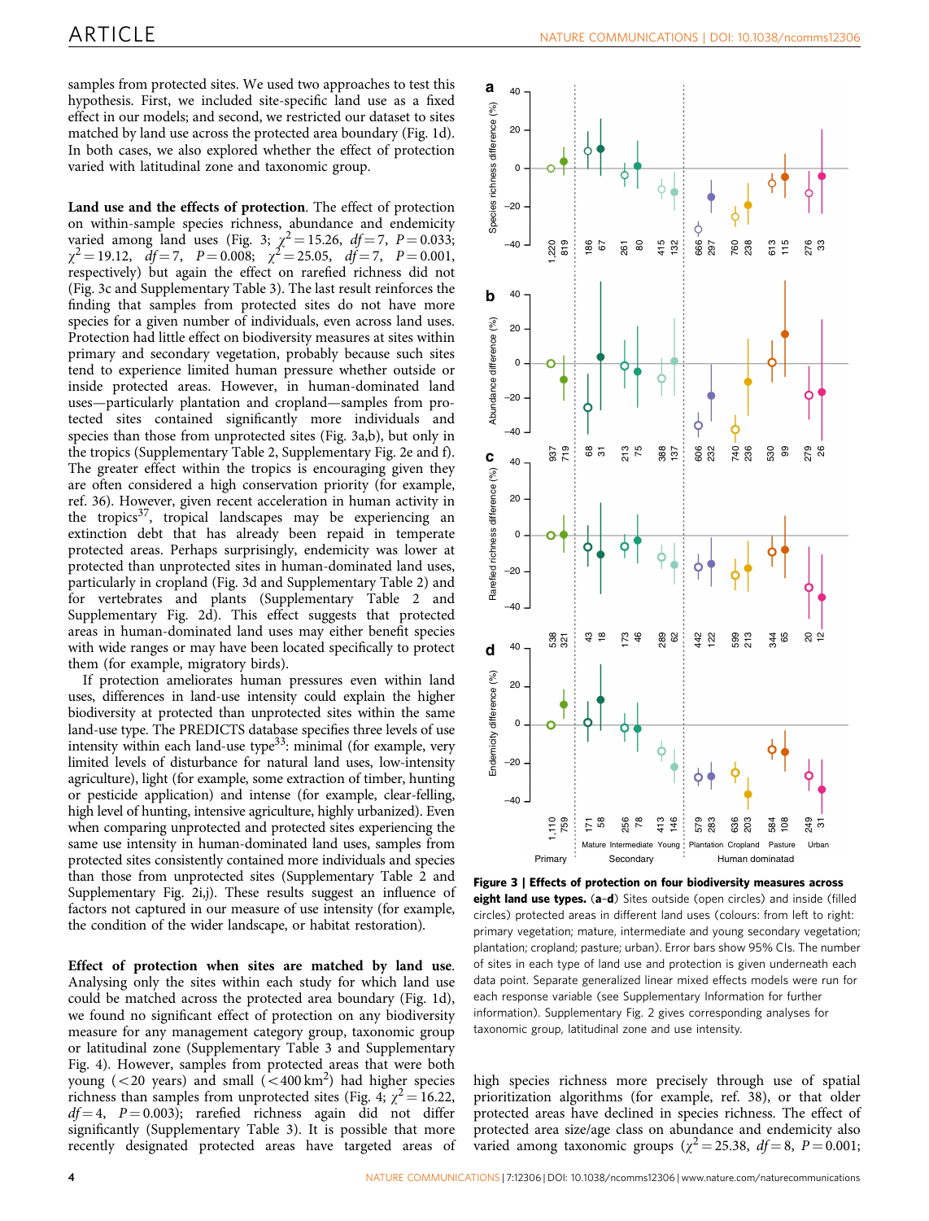samples from protected sites. We used two approaches to test this hypothesis. First, we included site-specific land use as a fixed effect in our models; and second, we restricted our dataset to sites matched by land use across the protected area boundary (Fig. 1d). In both cases, we also explored whether the effect of protection varied with latitudinal zone and taxonomic group.

**Land use and the effects of protection**. The effect of protection on within-sample species richness, abundance and endemicity varied among land uses (Fig. 3; $\chi^2 = 15.26$, $df = 7$, $P = 0.033$; $\chi^2 = 19.12$, $df = 7$, $P = 0.008$; $\chi^2 = 25.05$, $df = 7$, $P = 0.001$, respectively) but again the effect on rarefied richness did not (Fig. 3c and Supplementary Table 3). The last result reinforces the finding that samples from protected sites do not have more species for a given number of individuals, even across land uses. Protection had little effect on biodiversity measures at sites within primary and secondary vegetation, probably because such sites tend to experience limited human pressure whether outside or inside protected areas. However, in human-dominated land uses—particularly plantation and cropland—samples from protected sites contained significantly more individuals and species than those from unprotected sites (Fig. 3a,b), but only in the tropics (Supplementary Table 2, Supplementary Fig. 2e and f). The greater effect within the tropics is encouraging given they are often considered a high conservation priority (for example, ref. 36). However, given recent acceleration in human activity in the tropics[37], tropical landscapes may be experiencing an extinction debt that has already been repaid in temperate protected areas. Perhaps surprisingly, endemicity was lower at protected than unprotected sites in human-dominated land uses, particularly in cropland (Fig. 3d and Supplementary Table 2) and for vertebrates and plants (Supplementary Table 2 and Supplementary Fig. 2d). This effect suggests that protected areas in human-dominated land uses may either benefit species with wide ranges or may have been located specifically to protect them (for example, migratory birds).

If protection ameliorates human pressures even within land uses, differences in land-use intensity could explain the higher biodiversity at protected than unprotected sites within the same land-use type. The PREDICTS database specifies three levels of use intensity within each land-use type[33]: minimal (for example, very limited levels of disturbance for natural land uses, low-intensity agriculture), light (for example, some extraction of timber, hunting or pesticide application) and intense (for example, clear-felling, high level of hunting, intensive agriculture, highly urbanized). Even when comparing unprotected and protected sites experiencing the same use intensity in human-dominated land uses, samples from protected sites consistently contained more individuals and species than those from unprotected sites (Supplementary Table 2 and Supplementary Fig. 2i,j). These results suggest an influence of factors not captured in our measure of use intensity (for example, the condition of the wider landscape, or habitat restoration).

**Effect of protection when sites are matched by land use**. Analysing only the sites within each study for which land use could be matched across the protected area boundary (Fig. 1d), we found no significant effect of protection on any biodiversity measure for any management category, taxonomic group or latitudinal zone (Supplementary Table 3 and Supplementary Fig. 4). However, samples from protected areas that were both young (<20 years) and small (<400 km$^2$) had higher species richness than samples from unprotected sites (Fig. 4; $\chi^2 = 16.22$, $df = 4$, $P = 0.003$); rarefied richness again did not differ significantly (Supplementary Table 3). It is possible that more recently designated protected areas have targeted areas of high species richness more precisely through use of spatial prioritization algorithms (for example, ref. 38), or that older protected areas have declined in species richness. The effect of protected area size/age class on abundance and endemicity also varied among taxonomic groups ($\chi^2 = 25.38$, $df = 8$, $P = 0.001$;

**Figure 3 | Effects of protection on four biodiversity measures across eight land use types.** (**a**–**d**) Sites outside (open circles) and inside (filled circles) protected areas in different land uses (colours: from left to right: primary vegetation; mature, intermediate and young secondary vegetation; plantation; cropland; pasture; urban). Error bars show 95% CIs. The number of sites in each type of land use and protection is given underneath each data point. Separate generalized linear mixed effects models were run for each response variable (see Supplementary Information for further information). Supplementary Fig. 2 gives corresponding analyses for taxonomic group, latitudinal zone and use intensity.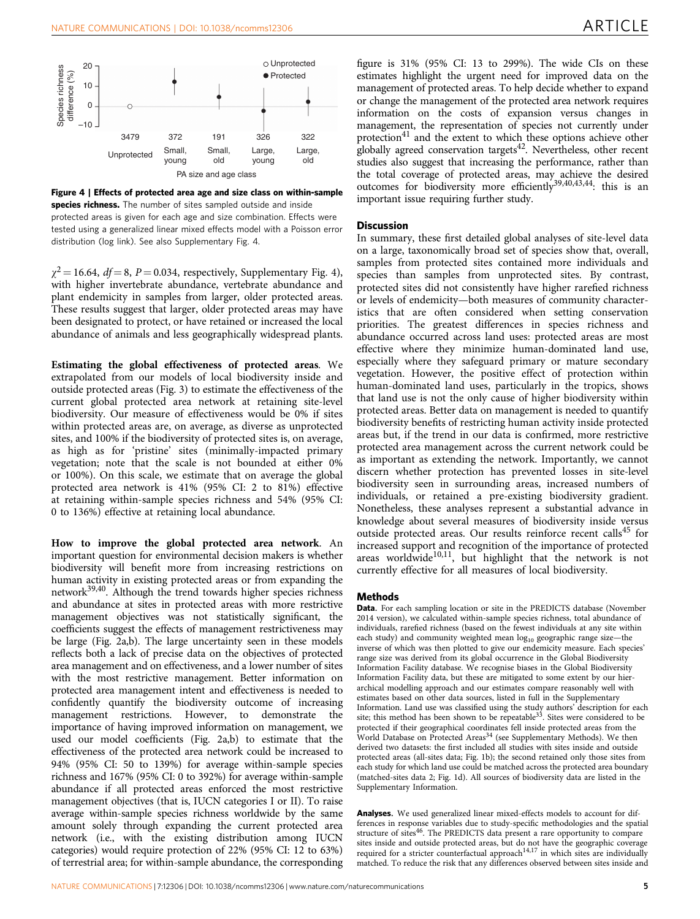Species richness difference (%)

20

10

0

−10

○ Unprotected

● Protected

3479

372

191

326

322

Unprotected

Small, young

Small, old

Large, young

Large, old

PA size and age class

**Figure 4 | Effects of protected area age and size class on within-sample species richness.** The number of sites sampled outside and inside protected areas is given for each age and size combination. Effects were tested using a generalized linear mixed effects model with a Poisson error distribution (log link). See also Supplementary Fig. 4.

$\chi^2 = 16.64$, $df = 8$, $P = 0.034$, respectively, Supplementary Fig. 4), with higher invertebrate abundance, vertebrate abundance and plant endemicity in samples from larger, older protected areas. These results suggest that larger, older protected areas may have been designated to protect, or have retained or increased the local abundance of animals and less geographically widespread plants.

**Estimating the global effectiveness of protected areas**. We extrapolated from our models of local biodiversity inside and outside protected areas (Fig. 3) to estimate the effectiveness of the current global protected area network at retaining site-level biodiversity. Our measure of effectiveness would be 0% if sites within protected areas are, on average, as diverse as unprotected sites, and 100% if the biodiversity of protected sites is, on average, as high as for 'pristine' sites (minimally-impacted primary vegetation; note that the scale is not bounded at either 0% or 100%). On this scale, we estimate that on average the global protected area network is 41% (95% CI: 2 to 81%) effective at retaining within-sample species richness and 54% (95% CI: 0 to 136%) effective at retaining local abundance.

**How to improve the global protected area network**. An important question for environmental decision makers is whether biodiversity will benefit more from increasing restrictions on human activity in existing protected areas or from expanding the network[39,40]. Although the trend towards higher species richness and abundance at sites in protected areas with more restrictive management objectives was not statistically significant, the coefficients suggest the effects of management restrictiveness may be large (Fig. 2a,b). The large uncertainty seen in these models reflects both a lack of precise data on the objectives of protected area management and on effectiveness, and a lower number of sites with the most restrictive management. Better information on protected area management intent and effectiveness is needed to confidently quantify the biodiversity outcome of increasing management restrictions. However, to demonstrate the importance of having improved information on management, we used our model coefficients (Fig. 2a,b) to estimate that the effectiveness of the protected area network could be increased to 94% (95% CI: 50 to 139%) for average within-sample species richness and 167% (95% CI: 0 to 392%) for average within-sample abundance if all protected areas enforced the most restrictive management objectives (that is, IUCN categories I or II). To raise average within-sample species richness worldwide by the same amount solely through expanding the current protected area network (i.e., with the existing distribution among IUCN categories) would require protection of 22% (95% CI: 12 to 63%) of terrestrial area; for within-sample abundance, the corresponding figure is 31% (95% CI: 13 to 299%). The wide CIs on these estimates highlight the urgent need for improved data on the management of protected areas. To help decide whether to expand or change the management of the protected area network requires information on the costs of expansion versus changes in management, the representation of species not currently under protection[41] and the extent to which these options achieve other globally agreed conservation targets[42]. Nevertheless, other recent studies also suggest that increasing the performance, rather than the total coverage of protected areas, may achieve the desired outcomes for biodiversity more efficiently[39,40,43,44]: this is an important issue requiring further study.

## Discussion

In summary, these first detailed global analyses of site-level data on a large, taxonomically broad set of species show that, overall, samples from protected sites contained more individuals and species than samples from unprotected sites. By contrast, protected sites did not consistently have higher rarefied richness or levels of endemicity—both measures of community characteristics that are often considered when setting conservation priorities. The greatest differences in species richness and abundance occurred across land uses: protected areas are most effective where they minimize human-dominated land use, especially where they safeguard primary or mature secondary vegetation. However, the positive effect of protection within human-dominated land uses, particularly in the tropics, shows that land use is not the only cause of higher biodiversity within protected areas. Better data on management is needed to quantify biodiversity benefits of restricting human activity inside protected areas but, if the trend in our data is confirmed, more restrictive protected area management across the current network could be as important as extending the network. Importantly, we cannot discern whether protection has prevented losses in site-level biodiversity seen in surrounding areas, increased numbers of individuals, or retained a pre-existing biodiversity gradient. Nonetheless, these analyses represent a substantial advance in knowledge about several measures of biodiversity inside versus outside protected areas. Our results reinforce recent calls[45] for increased support and recognition of the importance of protected areas worldwide[10,11], but highlight that the network is not currently effective for all measures of local biodiversity.

## Methods

**Data**. For each sampling location or site in the PREDICTS database (November 2014 version), we calculated within-sample species richness, total abundance of individuals, rarefied richness (based on the fewest individuals at any site within each study) and community weighted mean $\log_{10}$ geographic range size—the inverse of which was then plotted to give our endemicity measure. Each species' range size was derived from its global occurrence in the Global Biodiversity Information Facility database. We recognise biases in the Global Biodiversity Information Facility data, but these are mitigated to some extent by our hierarchical modelling approach and our estimates compare reasonably well with estimates based on other data sources, listed in full in the Supplementary Information. Land use was classified using the study authors' description for each site; this method has been shown to be repeatable[33]. Sites were considered to be protected if their geographical coordinates fell inside protected areas from the World Database on Protected Areas[34] (see Supplementary Methods). We then derived two datasets: the first included all studies with sites inside and outside protected areas (all-sites data; Fig. 1b); the second retained only those sites from each study for which land use could be matched across the protected area boundary (matched-sites data 2; Fig. 1d). All sources of biodiversity data are listed in the Supplementary Information.

**Analyses**. We used generalized linear mixed-effects models to account for differences in response variables due to study-specific methodologies and the spatial structure of sites[46]. The PREDICTS data present a rare opportunity to compare sites inside and outside protected areas, but do not have the geographic coverage required for a stricter counterfactual approach[14,17] in which sites are individually matched. To reduce the risk that any differences observed between sites inside and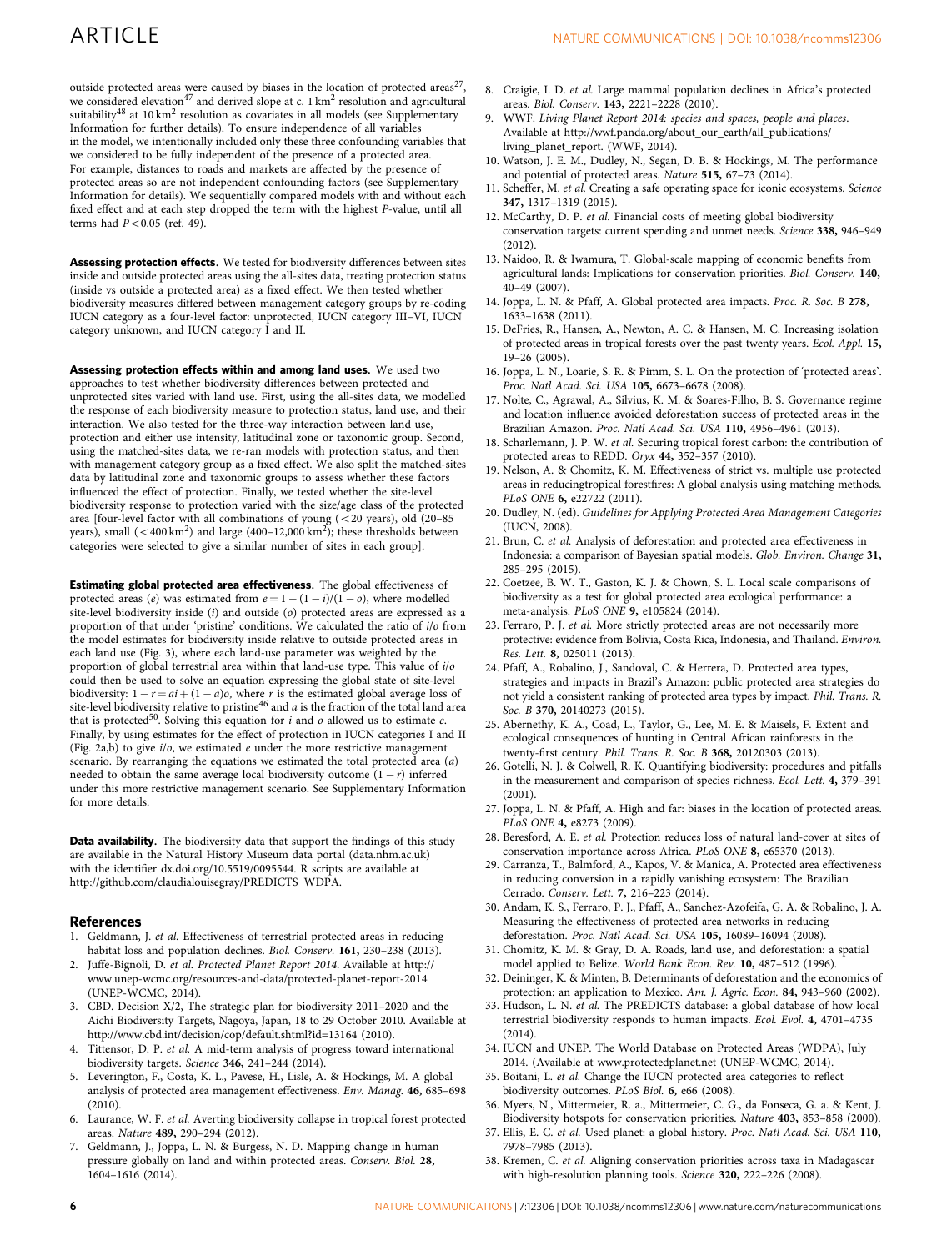outside protected areas were caused by biases in the location of protected areas[27], we considered elevation[47] and derived slope at c. 1 $km^2$ resolution and agricultural suitability[48] at 10 $km^2$ resolution as covariates in all models (see Supplementary Information for further details). To ensure independence of all variables in the model, we intentionally included only these three confounding variables that we considered to be fully independent of the presence of a protected area. For example, distances to roads and markets are affected by the presence of protected areas so are not independent confounding factors (see Supplementary Information for details). We sequentially compared models with and without each fixed effect and at each step dropped the term with the highest $P$-value, until all terms had $P<0.05$ (ref. 49).

**Assessing protection effects.** We tested for biodiversity differences between sites inside and outside protected areas using the all-sites data, treating protection status (inside vs outside a protected area) as a fixed effect. We then tested whether biodiversity measures differed between management category groups by re-coding IUCN category as a four-level factor: unprotected, IUCN category III–VI, IUCN category unknown, and IUCN category I and II.

**Assessing protection effects within and among land uses.** We used two approaches to test whether biodiversity differences between protected and unprotected sites varied with land use. First, using the all-sites data, we modelled the response of each biodiversity measure to protection status, land use, and their interaction. We also tested for the three-way interaction between land use, protection and either use intensity, latitudinal zone or taxonomic group. Second, using the matched-sites data, we re-ran models with protection status, and then with management category group as a fixed effect. We also split the matched-sites data by latitudinal zone and taxonomic groups to assess whether these factors influenced the effect of protection. Finally, we tested whether the site-level biodiversity response to protection varied with the size/age class of the protected area [four-level factor with all combinations of young (<20 years), old (20–85 years), small (<400 $km^2$) and large (400–12,000 $km^2$); these thresholds between categories were selected to give a similar number of sites in each group].

**Estimating global protected area effectiveness.** The global effectiveness of protected areas ($e$) was estimated from $e = 1-(1-i)/(1-o)$, where modelled site-level biodiversity inside ($i$) and outside ($o$) protected areas are expressed as a proportion of that under 'pristine' conditions. We calculated the ratio of $i/o$ from the model estimates for biodiversity inside relative to outside protected areas in each land use (Fig. 3), where each land-use parameter was weighted by the proportion of global terrestrial area within that land-use type. This value of $i/o$ could then be used to solve an equation expressing the global state of site-level biodiversity: $1-r = ai + (1-a)o$, where $r$ is the estimated global average loss of site-level biodiversity relative to pristine[46] and $a$ is the fraction of the total land area that is protected[50]. Solving this equation for $i$ and $o$ allowed us to estimate $e$. Finally, by using estimates for the effect of protection in IUCN categories I and II (Fig. 2a,b) to give $i/o$, we estimated $e$ under the more restrictive management scenario. By rearranging the equations we estimated the total protected area ($a$) needed to obtain the same average local biodiversity outcome $(1-r)$ inferred under this more restrictive management scenario. See Supplementary Information for more details.

**Data availability.** The biodiversity data that support the findings of this study are available in the Natural History Museum data portal (data.nhm.ac.uk) with the identifier dx.doi.org/10.5519/0095544. R scripts are available at http://github.com/claudialouisegray/PREDICTS_WDPA.

## References

1. Geldmann, J. *et al.* Effectiveness of terrestrial protected areas in reducing habitat loss and population declines. *Biol. Conserv.* **161,** 230–238 (2013).
2. Juffe-Bignoli, D. *et al. Protected Planet Report 2014*. Available at http://www.unep-wcmc.org/resources-and-data/protected-planet-report-2014 (UNEP-WCMC, 2014).
3. CBD. Decision X/2, The strategic plan for biodiversity 2011–2020 and the Aichi Biodiversity Targets, Nagoya, Japan, 18 to 29 October 2010. Available at http://www.cbd.int/decision/cop/default.shtml?id=13164 (2010).
4. Tittensor, D. P. *et al.* A mid-term analysis of progress toward international biodiversity targets. *Science* **346,** 241–244 (2014).
5. Leverington, F., Costa, K. L., Pavese, H., Lisle, A. & Hockings, M. A global analysis of protected area management effectiveness. *Env. Manag.* **46,** 685–698 (2010).
6. Laurance, W. F. *et al.* Averting biodiversity collapse in tropical forest protected areas. *Nature* **489,** 290–294 (2012).
7. Geldmann, J., Joppa, L. N. & Burgess, N. D. Mapping change in human pressure globally on land and within protected areas. *Conserv. Biol.* **28,** 1604–1616 (2014).
8. Craigie, I. D. *et al.* Large mammal population declines in Africa's protected areas. *Biol. Conserv.* **143,** 2221–2228 (2010).
9. WWF. *Living Planet Report 2014: species and spaces, people and places*. Available at http://wwf.panda.org/about_our_earth/all_publications/living_planet_report. (WWF, 2014).
10. Watson, J. E. M., Dudley, N., Segan, D. B. & Hockings, M. The performance and potential of protected areas. *Nature* **515,** 67–73 (2014).
11. Scheffer, M. *et al.* Creating a safe operating space for iconic ecosystems. *Science* **347,** 1317–1319 (2015).
12. McCarthy, D. P. *et al.* Financial costs of meeting global biodiversity conservation targets: current spending and unmet needs. *Science* **338,** 946–949 (2012).
13. Naidoo, R. & Iwamura, T. Global-scale mapping of economic benefits from agricultural lands: Implications for conservation priorities. *Biol. Conserv.* **140,** 40–49 (2007).
14. Joppa, L. N. & Pfaff, A. Global protected area impacts. *Proc. R. Soc. B* **278,** 1633–1638 (2011).
15. DeFries, R., Hansen, A., Newton, A. C. & Hansen, M. C. Increasing isolation of protected areas in tropical forests over the past twenty years. *Ecol. Appl.* **15,** 19–26 (2005).
16. Joppa, L. N., Loarie, S. R. & Pimm, S. L. On the protection of 'protected areas'. *Proc. Natl Acad. Sci. USA* **105,** 6673–6678 (2008).
17. Nolte, C., Agrawal, A., Silvius, K. M. & Soares-Filho, B. S. Governance regime and location influence avoided deforestation success of protected areas in the Brazilian Amazon. *Proc. Natl Acad. Sci. USA* **110,** 4956–4961 (2013).
18. Scharlemann, J. P. W. *et al.* Securing tropical forest carbon: the contribution of protected areas to REDD. *Oryx* **44,** 352–357 (2010).
19. Nelson, A. & Chomitz, K. M. Effectiveness of strict vs. multiple use protected areas in reducingtropical forestfires: A global analysis using matching methods. *PLoS ONE* **6,** e22722 (2011).
20. Dudley, N. (ed). *Guidelines for Applying Protected Area Management Categories* (IUCN, 2008).
21. Brun, C. *et al.* Analysis of deforestation and protected area effectiveness in Indonesia: a comparison of Bayesian spatial models. *Glob. Environ. Change* **31,** 285–295 (2015).
22. Coetzee, B. W. T., Gaston, K. J. & Chown, S. L. Local scale comparisons of biodiversity as a test for global protected area ecological performance: a meta-analysis. *PLoS ONE* **9,** e105824 (2014).
23. Ferraro, P. J. *et al.* More strictly protected areas are not necessarily more protective: evidence from Bolivia, Costa Rica, Indonesia, and Thailand. *Environ. Res. Lett.* **8,** 025011 (2013).
24. Pfaff, A., Robalino, J., Sandoval, C. & Herrera, D. Protected area types, strategies and impacts in Brazil's Amazon: public protected area strategies do not yield a consistent ranking of protected area types by impact. *Phil. Trans. R. Soc. B* **370,** 20140273 (2015).
25. Abernethy, K. A., Coad, L., Taylor, G., Lee, M. E. & Maisels, F. Extent and ecological consequences of hunting in Central African rainforests in the twenty-first century. *Phil. Trans. R. Soc. B* **368,** 20120303 (2013).
26. Gotelli, N. J. & Colwell, R. K. Quantifying biodiversity: procedures and pitfalls in the measurement and comparison of species richness. *Ecol. Lett.* **4,** 379–391 (2001).
27. Joppa, L. N. & Pfaff, A. High and far: biases in the location of protected areas. *PLoS ONE* **4,** e8273 (2009).
28. Beresford, A. E. *et al.* Protection reduces loss of natural land-cover at sites of conservation importance across Africa. *PLoS ONE* **8,** e65370 (2013).
29. Carranza, T., Balmford, A., Kapos, V. & Manica, A. Protected area effectiveness in reducing conversion in a rapidly vanishing ecosystem: The Brazilian Cerrado. *Conserv. Lett.* **7,** 216–223 (2014).
30. Andam, K. S., Ferraro, P. J., Pfaff, A., Sanchez-Azofeifa, G. A. & Robalino, J. A. Measuring the effectiveness of protected area networks in reducing deforestation. *Proc. Natl Acad. Sci. USA* **105,** 16089–16094 (2008).
31. Chomitz, K. M. & Gray, D. A. Roads, land use, and deforestation: a spatial model applied to Belize. *World Bank Econ. Rev.* **10,** 487–512 (1996).
32. Deininger, K. & Minten, B. Determinants of deforestation and the economics of protection: an application to Mexico. *Am. J. Agric. Econ.* **84,** 943–960 (2002).
33. Hudson, L. N. *et al.* The PREDICTS database: a global database of how local terrestrial biodiversity responds to human impacts. *Ecol. Evol.* **4,** 4701–4735 (2014).
34. IUCN and UNEP. The World Database on Protected Areas (WDPA), July 2014. (Available at www.protectedplanet.net (UNEP-WCMC, 2014).
35. Boitani, L. *et al.* Change the IUCN protected area categories to reflect biodiversity outcomes. *PLoS Biol.* **6,** e66 (2008).
36. Myers, N., Mittermeier, R. a., Mittermeier, C. G., da Fonseca, G. a. & Kent, J. Biodiversity hotspots for conservation priorities. *Nature* **403,** 853–858 (2000).
37. Ellis, E. C. *et al.* Used planet: a global history. *Proc. Natl Acad. Sci. USA* **110,** 7978–7985 (2013).
38. Kremen, C. *et al.* Aligning conservation priorities across taxa in Madagascar with high-resolution planning tools. *Science* **320,** 222–226 (2008).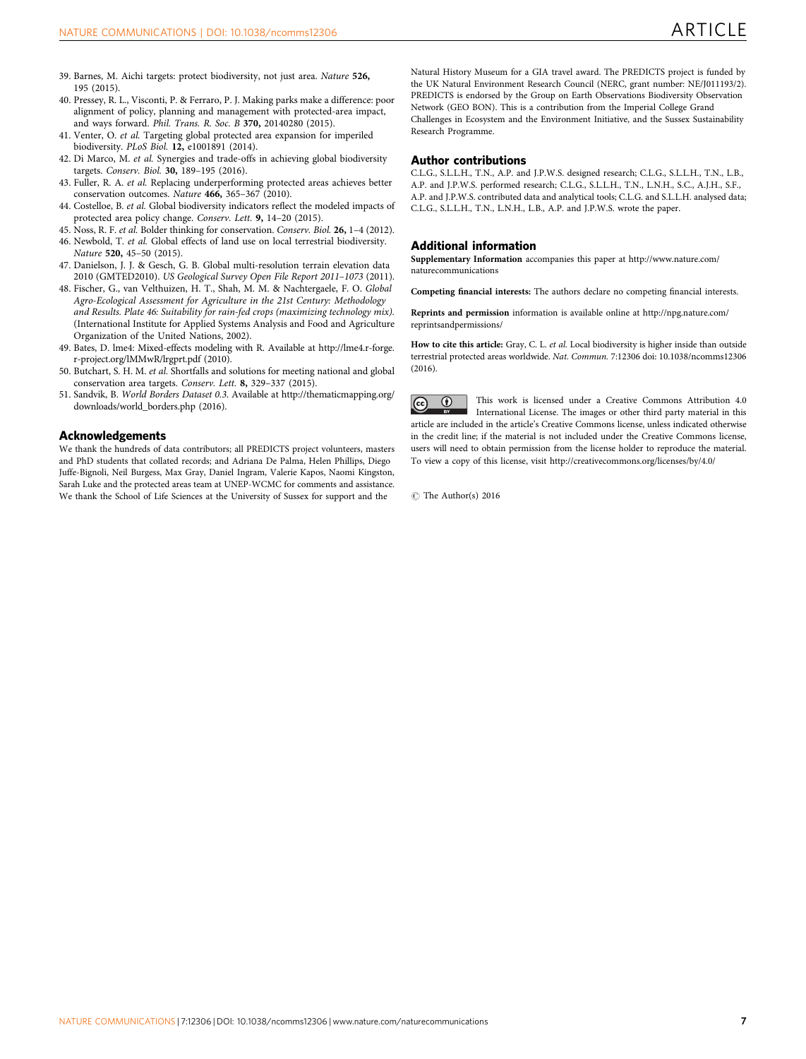39. Barnes, M. Aichi targets: protect biodiversity, not just area. *Nature* **526,** 195 (2015).
40. Pressey, R. L., Visconti, P. & Ferraro, P. J. Making parks make a difference: poor alignment of policy, planning and management with protected-area impact, and ways forward. *Phil. Trans. R. Soc. B* **370,** 20140280 (2015).
41. Venter, O. *et al.* Targeting global protected area expansion for imperiled biodiversity. *PLoS Biol.* **12,** e1001891 (2014).
42. Di Marco, M. *et al.* Synergies and trade-offs in achieving global biodiversity targets. *Conserv. Biol.* **30,** 189–195 (2016).
43. Fuller, R. A. *et al.* Replacing underperforming protected areas achieves better conservation outcomes. *Nature* **466,** 365–367 (2010).
44. Costelloe, B. *et al.* Global biodiversity indicators reflect the modeled impacts of protected area policy change. *Conserv. Lett.* **9,** 14–20 (2015).
45. Noss, R. F. *et al.* Bolder thinking for conservation. *Conserv. Biol.* **26,** 1–4 (2012).
46. Newbold, T. *et al.* Global effects of land use on local terrestrial biodiversity. *Nature* **520,** 45–50 (2015).
47. Danielson, J. J. & Gesch, G. B. Global multi-resolution terrain elevation data 2010 (GMTED2010). *US Geological Survey Open File Report 2011–1073* (2011).
48. Fischer, G., van Velthuizen, H. T., Shah, M. M. & Nachtergaele, F. O. *Global Agro-Ecological Assessment for Agriculture in the 21st Century: Methodology and Results. Plate 46: Suitability for rain-fed crops (maximizing technology mix).* (International Institute for Applied Systems Analysis and Food and Agriculture Organization of the United Nations, 2002).
49. Bates, D. lme4: Mixed-effects modeling with R. Available at http://lme4.r-forge.r-project.org/lMMwR/lrgprt.pdf (2010).
50. Butchart, S. H. M. *et al.* Shortfalls and solutions for meeting national and global conservation area targets. *Conserv. Lett.* **8,** 329–337 (2015).
51. Sandvik, B. *World Borders Dataset 0.3.* Available at http://thematicmapping.org/downloads/world_borders.php (2016).

## Acknowledgements

We thank the hundreds of data contributors; all PREDICTS project volunteers, masters and PhD students that collated records; and Adriana De Palma, Helen Phillips, Diego Juffe-Bignoli, Neil Burgess, Max Gray, Daniel Ingram, Valerie Kapos, Naomi Kingston, Sarah Luke and the protected areas team at UNEP-WCMC for comments and assistance. We thank the School of Life Sciences at the University of Sussex for support and the Natural History Museum for a GIA travel award. The PREDICTS project is funded by the UK Natural Environment Research Council (NERC, grant number: NE/J011193/2). PREDICTS is endorsed by the Group on Earth Observations Biodiversity Observation Network (GEO BON). This is a contribution from the Imperial College Grand Challenges in Ecosystem and the Environment Initiative, and the Sussex Sustainability Research Programme.

## Author contributions

C.L.G., S.L.L.H., T.N., A.P. and J.P.W.S. designed research; C.L.G., S.L.L.H., T.N., L.B., A.P. and J.P.W.S. performed research; C.L.G., S.L.L.H., T.N., L.N.H., S.C., A.J.H., S.F., A.P. and J.P.W.S. contributed data and analytical tools; C.L.G. and S.L.L.H. analysed data; C.L.G., S.L.L.H., T.N., L.N.H., L.B., A.P. and J.P.W.S. wrote the paper.

## Additional information

**Supplementary Information** accompanies this paper at http://www.nature.com/naturecommunications

**Competing financial interests:** The authors declare no competing financial interests.

**Reprints and permission** information is available online at http://npg.nature.com/reprintsandpermissions/

**How to cite this article:** Gray, C. L. *et al.* Local biodiversity is higher inside than outside terrestrial protected areas worldwide. *Nat. Commun.* 7:12306 doi: 10.1038/ncomms12306 (2016).

This work is licensed under a Creative Commons Attribution 4.0 International License. The images or other third party material in this article are included in the article's Creative Commons license, unless indicated otherwise in the credit line; if the material is not included under the Creative Commons license, users will need to obtain permission from the license holder to reproduce the material. To view a copy of this license, visit http://creativecommons.org/licenses/by/4.0/

© The Author(s) 2016